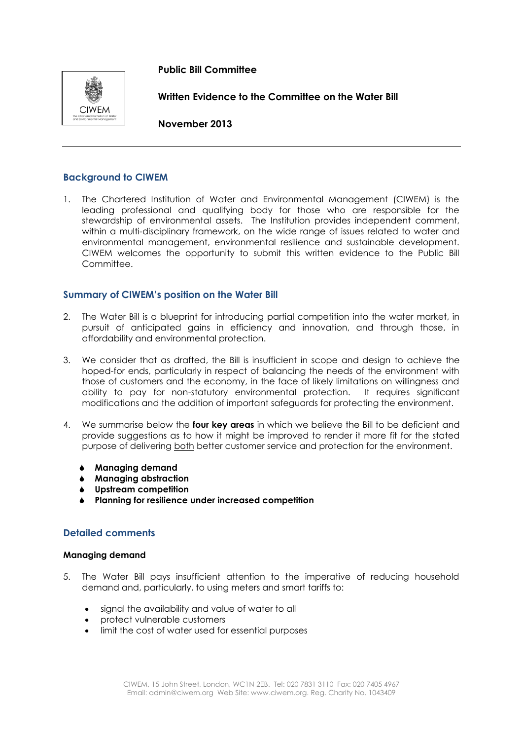**Public Bill Committee**

**Written Evidence to the Committee on the Water Bill**

**November 2013**

---

## Background to CIWEM

1. The Chartered Institution of Water and Environmental Management (CIWEM) is the leading professional and qualifying body for those who are responsible for the stewardship of environmental assets. The Institution provides independent comment, within a multi-disciplinary framework, on the wide range of issues related to water and environmental management, environmental resilience and sustainable development. CIWEM welcomes the opportunity to submit this written evidence to the Public Bill Committee.

## Summary of CIWEM's position on the Water Bill

2. The Water Bill is a blueprint for introducing partial competition into the water market, in pursuit of anticipated gains in efficiency and innovation, and through those, in affordability and environmental protection.

3. We consider that as drafted, the Bill is insufficient in scope and design to achieve the hoped-for ends, particularly in respect of balancing the needs of the environment with those of customers and the economy, in the face of likely limitations on willingness and ability to pay for non-statutory environmental protection. It requires significant modifications and the addition of important safeguards for protecting the environment.

4. We summarise below the **four key areas** in which we believe the Bill to be deficient and provide suggestions as to how it might be improved to render it more fit for the stated purpose of delivering both better customer service and protection for the environment.

   - **Managing demand**
   - **Managing abstraction**
   - **Upstream competition**
   - **Planning for resilience under increased competition**

## Detailed comments

### Managing demand

5. The Water Bill pays insufficient attention to the imperative of reducing household demand and, particularly, to using meters and smart tariffs to:

   - signal the availability and value of water to all
   - protect vulnerable customers
   - limit the cost of water used for essential purposes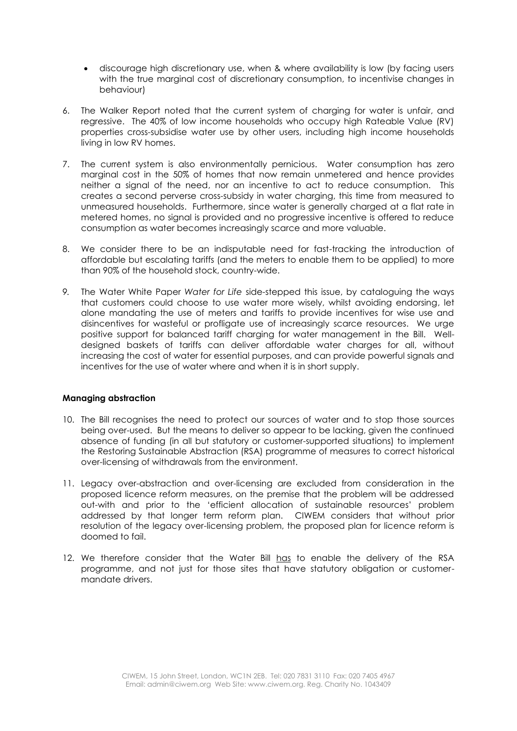- discourage high discretionary use, when & where availability is low (by facing users with the true marginal cost of discretionary consumption, to incentivise changes in behaviour)

6. The Walker Report noted that the current system of charging for water is unfair, and regressive. The 40% of low income households who occupy high Rateable Value (RV) properties cross-subsidise water use by other users, including high income households living in low RV homes.

7. The current system is also environmentally pernicious. Water consumption has zero marginal cost in the 50% of homes that now remain unmetered and hence provides neither a signal of the need, nor an incentive to act to reduce consumption. This creates a second perverse cross-subsidy in water charging, this time from measured to unmeasured households. Furthermore, since water is generally charged at a flat rate in metered homes, no signal is provided and no progressive incentive is offered to reduce consumption as water becomes increasingly scarce and more valuable.

8. We consider there to be an indisputable need for fast-tracking the introduction of affordable but escalating tariffs (and the meters to enable them to be applied) to more than 90% of the household stock, country-wide.

9. The Water White Paper *Water for Life* side-stepped this issue, by cataloguing the ways that customers could choose to use water more wisely, whilst avoiding endorsing, let alone mandating the use of meters and tariffs to provide incentives for wise use and disincentives for wasteful or profligate use of increasingly scarce resources. We urge positive support for balanced tariff charging for water management in the Bill. Well-designed baskets of tariffs can deliver affordable water charges for all, without increasing the cost of water for essential purposes, and can provide powerful signals and incentives for the use of water where and when it is in short supply.

**Managing abstraction**

10. The Bill recognises the need to protect our sources of water and to stop those sources being over-used. But the means to deliver so appear to be lacking, given the continued absence of funding (in all but statutory or customer-supported situations) to implement the Restoring Sustainable Abstraction (RSA) programme of measures to correct historical over-licensing of withdrawals from the environment.

11. Legacy over-abstraction and over-licensing are excluded from consideration in the proposed licence reform measures, on the premise that the problem will be addressed out-with and prior to the 'efficient allocation of sustainable resources' problem addressed by that longer term reform plan. CIWEM considers that without prior resolution of the legacy over-licensing problem, the proposed plan for licence reform is doomed to fail.

12. We therefore consider that the Water Bill <u>has</u> to enable the delivery of the RSA programme, and not just for those sites that have statutory obligation or customer-mandate drivers.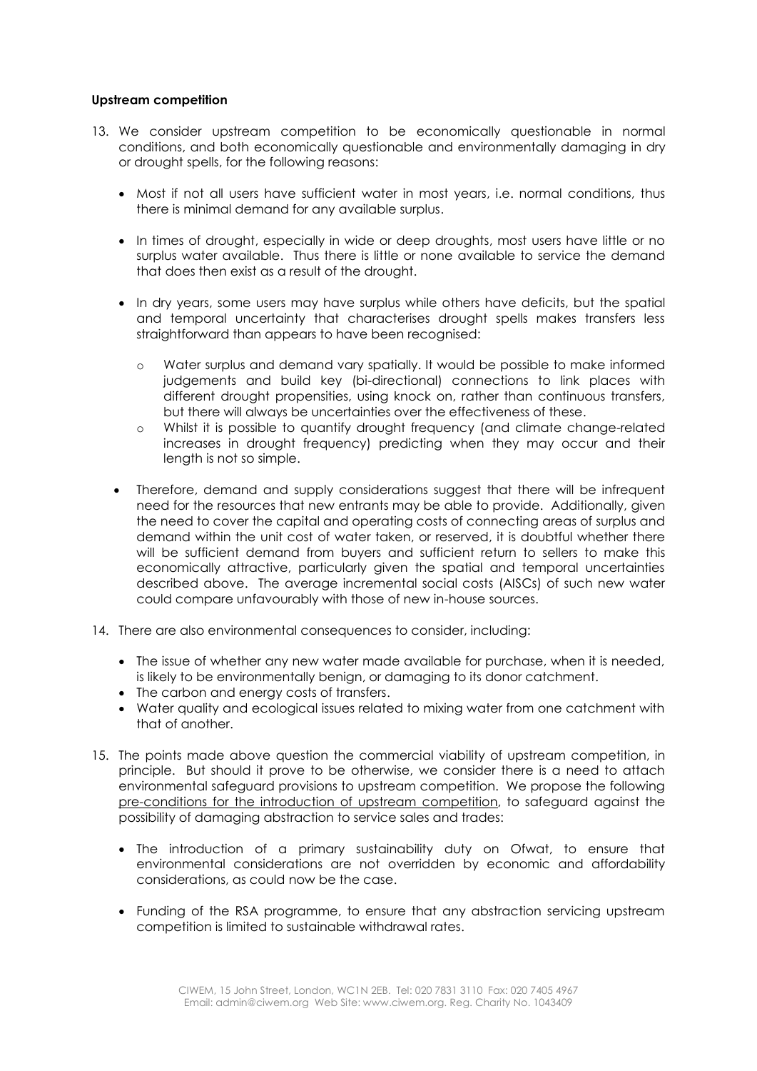**Upstream competition**

13. We consider upstream competition to be economically questionable in normal conditions, and both economically questionable and environmentally damaging in dry or drought spells, for the following reasons:

    - Most if not all users have sufficient water in most years, i.e. normal conditions, thus there is minimal demand for any available surplus.

    - In times of drought, especially in wide or deep droughts, most users have little or no surplus water available. Thus there is little or none available to service the demand that does then exist as a result of the drought.

    - In dry years, some users may have surplus while others have deficits, but the spatial and temporal uncertainty that characterises drought spells makes transfers less straightforward than appears to have been recognised:

        - Water surplus and demand vary spatially. It would be possible to make informed judgements and build key (bi-directional) connections to link places with different drought propensities, using knock on, rather than continuous transfers, but there will always be uncertainties over the effectiveness of these.
        - Whilst it is possible to quantify drought frequency (and climate change-related increases in drought frequency) predicting when they may occur and their length is not so simple.

    - Therefore, demand and supply considerations suggest that there will be infrequent need for the resources that new entrants may be able to provide. Additionally, given the need to cover the capital and operating costs of connecting areas of surplus and demand within the unit cost of water taken, or reserved, it is doubtful whether there will be sufficient demand from buyers and sufficient return to sellers to make this economically attractive, particularly given the spatial and temporal uncertainties described above. The average incremental social costs (AISCs) of such new water could compare unfavourably with those of new in-house sources.

14. There are also environmental consequences to consider, including:

    - The issue of whether any new water made available for purchase, when it is needed, is likely to be environmentally benign, or damaging to its donor catchment.
    - The carbon and energy costs of transfers.
    - Water quality and ecological issues related to mixing water from one catchment with that of another.

15. The points made above question the commercial viability of upstream competition, in principle. But should it prove to be otherwise, we consider there is a need to attach environmental safeguard provisions to upstream competition. We propose the following pre-conditions for the introduction of upstream competition, to safeguard against the possibility of damaging abstraction to service sales and trades:

    - The introduction of a primary sustainability duty on Ofwat, to ensure that environmental considerations are not overridden by economic and affordability considerations, as could now be the case.

    - Funding of the RSA programme, to ensure that any abstraction servicing upstream competition is limited to sustainable withdrawal rates.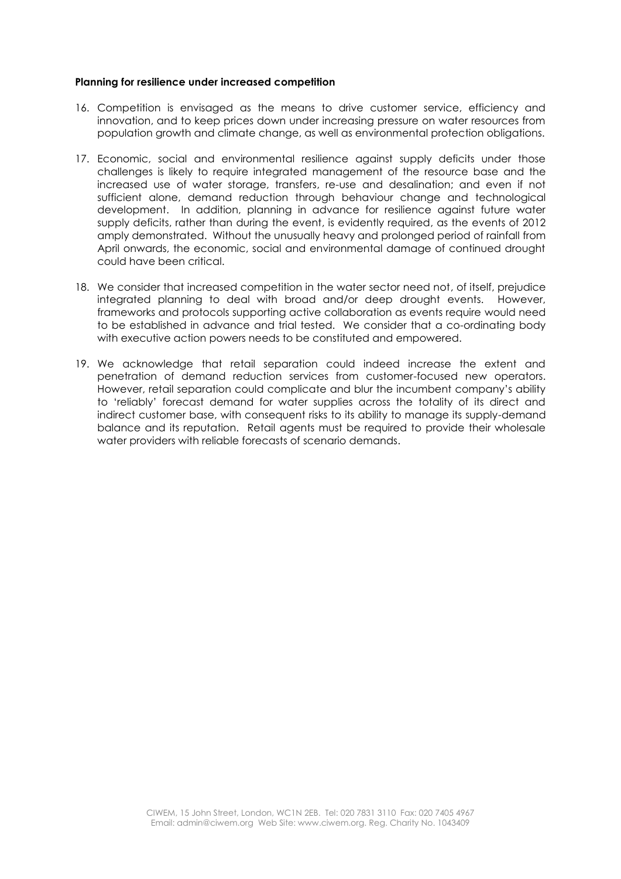**Planning for resilience under increased competition**

16. Competition is envisaged as the means to drive customer service, efficiency and innovation, and to keep prices down under increasing pressure on water resources from population growth and climate change, as well as environmental protection obligations.

17. Economic, social and environmental resilience against supply deficits under those challenges is likely to require integrated management of the resource base and the increased use of water storage, transfers, re-use and desalination; and even if not sufficient alone, demand reduction through behaviour change and technological development. In addition, planning in advance for resilience against future water supply deficits, rather than during the event, is evidently required, as the events of 2012 amply demonstrated. Without the unusually heavy and prolonged period of rainfall from April onwards, the economic, social and environmental damage of continued drought could have been critical.

18. We consider that increased competition in the water sector need not, of itself, prejudice integrated planning to deal with broad and/or deep drought events. However, frameworks and protocols supporting active collaboration as events require would need to be established in advance and trial tested. We consider that a co-ordinating body with executive action powers needs to be constituted and empowered.

19. We acknowledge that retail separation could indeed increase the extent and penetration of demand reduction services from customer-focused new operators. However, retail separation could complicate and blur the incumbent company's ability to 'reliably' forecast demand for water supplies across the totality of its direct and indirect customer base, with consequent risks to its ability to manage its supply-demand balance and its reputation. Retail agents must be required to provide their wholesale water providers with reliable forecasts of scenario demands.